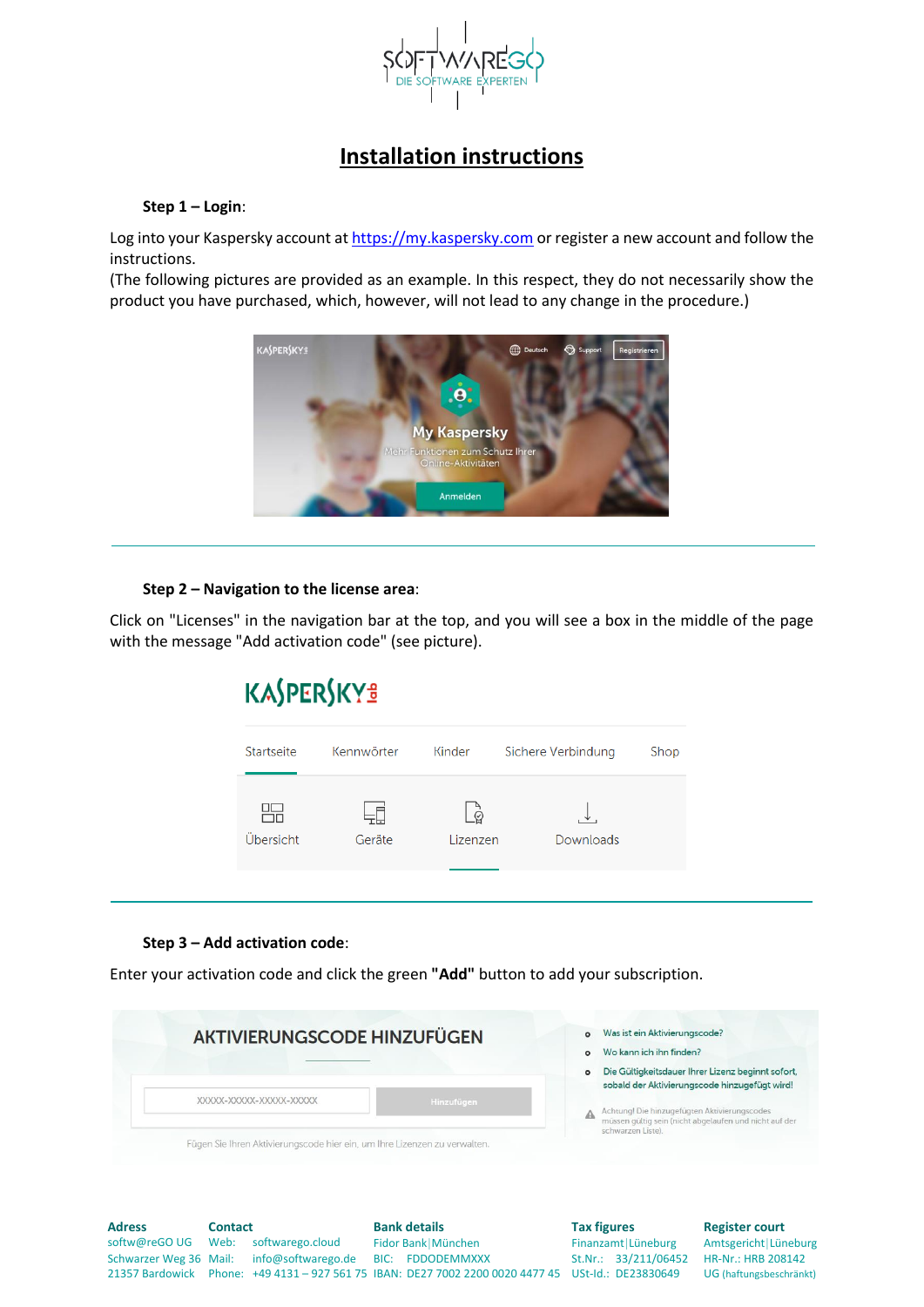# Installation instructions

**Step 1 – Login**:

Log into your Kaspersky account at [https://my.kaspersky.com](https://my.kaspersky.com) or register a new account and follow the instructions.
(The following pictures are provided as an example. In this respect, they do not necessarily show the product you have purchased, which, however, will not lead to any change in the procedure.)

---

**Step 2 – Navigation to the license area**:

Click on "Licenses" in the navigation bar at the top, and you will see a box in the middle of the page with the message "Add activation code" (see picture).

---

**Step 3 – Add activation code**:

Enter your activation code and click the green **"Add"** button to add your subscription.

---

| Adress | Contact | Bank details | Tax figures | Register court |
|---|---|---|---|---|
| softw@reGO UG | Web: softwarego.cloud | Fidor Bank\|München | Finanzamt\|Lüneburg | Amtsgericht\|Lüneburg |
| Schwarzer Weg 36 | Mail: info@softwarego.de | BIC: FDDODEMMXXX | St.Nr.: 33/211/06452 | HR-Nr.: HRB 208142 |
| 21357 Bardowick | Phone: +49 4131 – 927 561 75 | IBAN: DE27 7002 2200 0020 4477 45 | USt-Id.: DE23830649 | UG (haftungsbeschränkt) |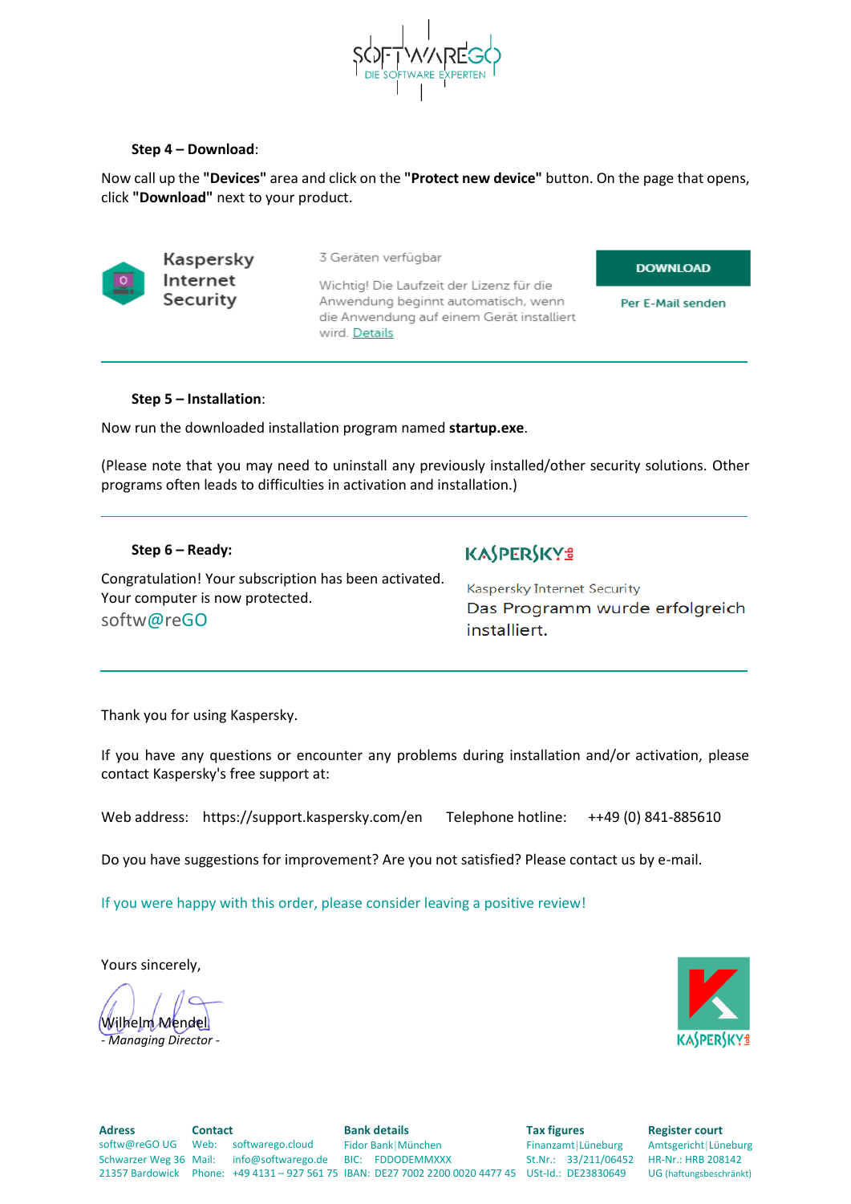**Step 4 – Download**:

Now call up the **"Devices"** area and click on the **"Protect new device"** button. On the page that opens, click **"Download"** next to your product.

Kaspersky Internet Security

3 Geräten verfügbar

Wichtig! Die Laufzeit der Lizenz für die Anwendung beginnt automatisch, wenn die Anwendung auf einem Gerät installiert wird. Details

DOWNLOAD

Per E-Mail senden

---

**Step 5 – Installation**:

Now run the downloaded installation program named **startup.exe**.

(Please note that you may need to uninstall any previously installed/other security solutions. Other programs often leads to difficulties in activation and installation.)

---

**Step 6 – Ready:**

Congratulation! Your subscription has been activated. Your computer is now protected.

softw@reGO

KASPERSKY lab

Kaspersky Internet Security

Das Programm wurde erfolgreich installiert.

---

Thank you for using Kaspersky.

If you have any questions or encounter any problems during installation and/or activation, please contact Kaspersky's free support at:

Web address: https://support.kaspersky.com/en Telephone hotline: ++49 (0) 841-885610

Do you have suggestions for improvement? Are you not satisfied? Please contact us by e-mail.

If you were happy with this order, please consider leaving a positive review!

Yours sincerely,

Wilhelm Mendel
*- Managing Director -*

| Adress | Contact | | Bank details | | Tax figures | | Register court |
|---|---|---|---|---|---|---|---|
| softw@reGO UG | Web: | softwarego.cloud | Fidor Bank \| München | | Finanzamt \| Lüneburg | | Amtsgericht \| Lüneburg |
| Schwarzer Weg 36 | Mail: | info@softwarego.de | BIC: | FDDODEMMXXX | St.Nr.: | 33/211/06452 | HR-Nr.: HRB 208142 |
| 21357 Bardowick | Phone: | +49 4131 – 927 561 75 | IBAN: | DE27 7002 2200 0020 4477 45 | USt-Id.: | DE23830649 | UG (haftungsbeschränkt) |